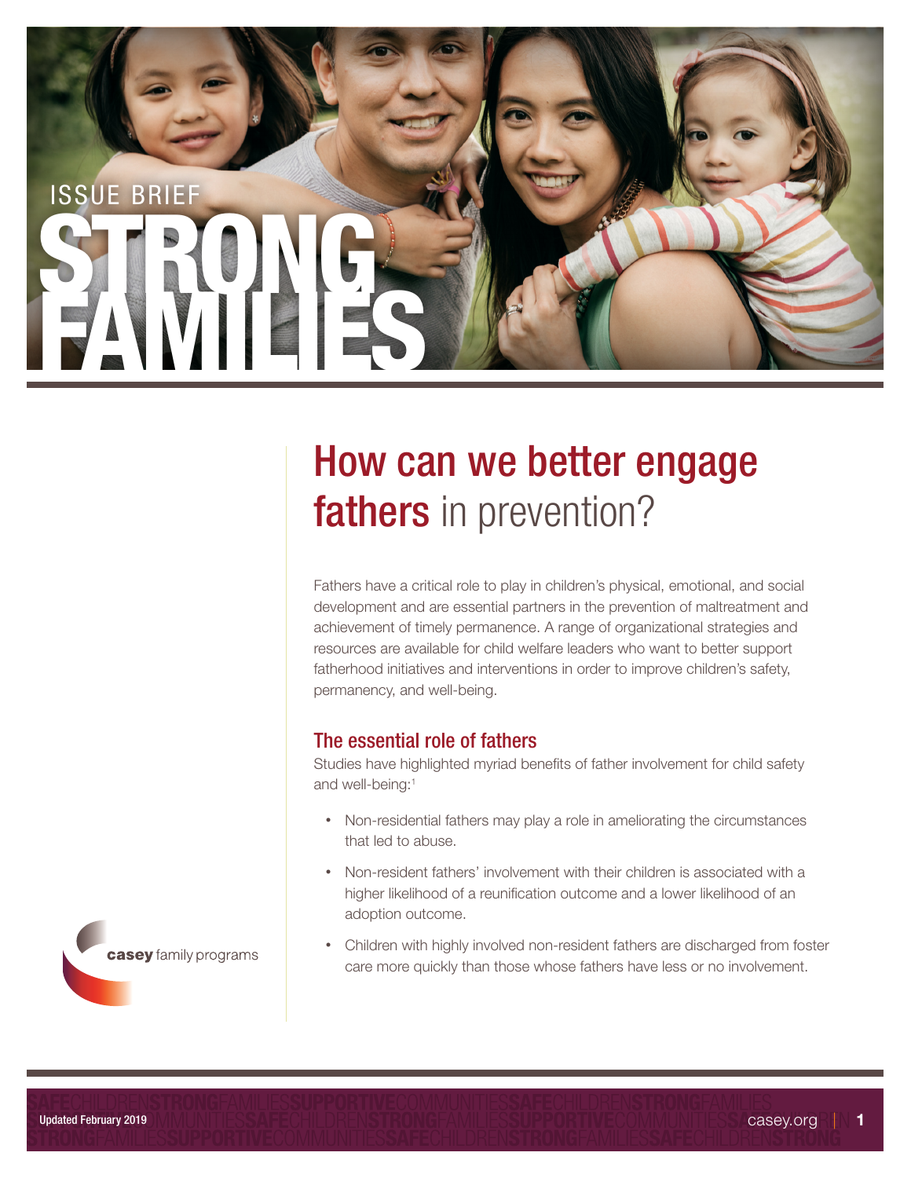ISSUE BRIEF

STRONG FAMILIES

# How can we better engage fathers in prevention?

Fathers have a critical role to play in children's physical, emotional, and social development and are essential partners in the prevention of maltreatment and achievement of timely permanence. A range of organizational strategies and resources are available for child welfare leaders who want to better support fatherhood initiatives and interventions in order to improve children's safety, permanency, and well-being.

## The essential role of fathers

Studies have highlighted myriad benefits of father involvement for child safety and well-being:[1]

- Non-residential fathers may play a role in ameliorating the circumstances that led to abuse.
- Non-resident fathers' involvement with their children is associated with a higher likelihood of a reunification outcome and a lower likelihood of an adoption outcome.
- Children with highly involved non-resident fathers are discharged from foster care more quickly than those whose fathers have less or no involvement.

casey family programs

Updated February 2019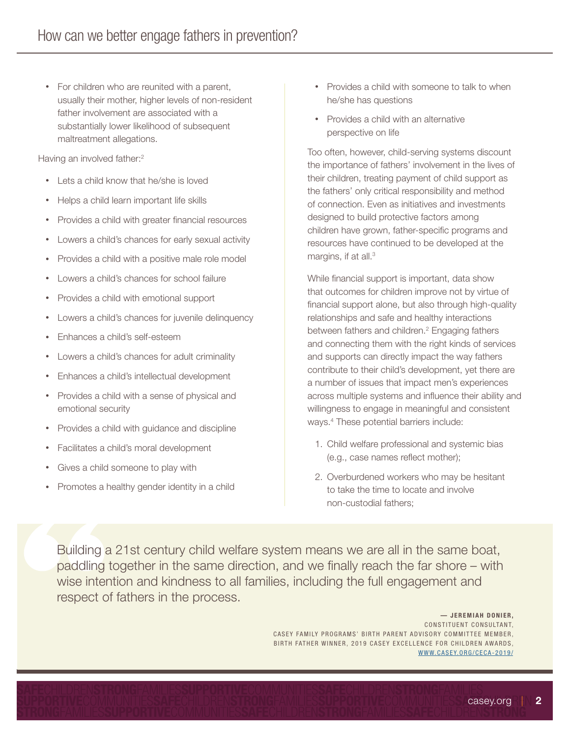- For children who are reunited with a parent, usually their mother, higher levels of non-resident father involvement are associated with a substantially lower likelihood of subsequent maltreatment allegations.

Having an involved father:[2]

- Lets a child know that he/she is loved
- Helps a child learn important life skills
- Provides a child with greater financial resources
- Lowers a child's chances for early sexual activity
- Provides a child with a positive male role model
- Lowers a child's chances for school failure
- Provides a child with emotional support
- Lowers a child's chances for juvenile delinquency
- Enhances a child's self-esteem
- Lowers a child's chances for adult criminality
- Enhances a child's intellectual development
- Provides a child with a sense of physical and emotional security
- Provides a child with guidance and discipline
- Facilitates a child's moral development
- Gives a child someone to play with
- Promotes a healthy gender identity in a child
- Provides a child with someone to talk to when he/she has questions
- Provides a child with an alternative perspective on life

Too often, however, child-serving systems discount the importance of fathers' involvement in the lives of their children, treating payment of child support as the fathers' only critical responsibility and method of connection. Even as initiatives and investments designed to build protective factors among children have grown, father-specific programs and resources have continued to be developed at the margins, if at all.[3]

While financial support is important, data show that outcomes for children improve not by virtue of financial support alone, but also through high-quality relationships and safe and healthy interactions between fathers and children.[2] Engaging fathers and connecting them with the right kinds of services and supports can directly impact the way fathers contribute to their child's development, yet there are a number of issues that impact men's experiences across multiple systems and influence their ability and willingness to engage in meaningful and consistent ways.[4] These potential barriers include:

1. Child welfare professional and systemic bias (e.g., case names reflect mother);
2. Overburdened workers who may be hesitant to take the time to locate and involve non-custodial fathers;

> Building a 21st century child welfare system means we are all in the same boat, paddling together in the same direction, and we finally reach the far shore – with wise intention and kindness to all families, including the full engagement and respect of fathers in the process.
>
> — **JEREMIAH DONIER,**
> CONSTITUENT CONSULTANT,
> CASEY FAMILY PROGRAMS' BIRTH PARENT ADVISORY COMMITTEE MEMBER,
> BIRTH FATHER WINNER, 2019 CASEY EXCELLENCE FOR CHILDREN AWARDS,
> WWW.CASEY.ORG/CECA-2019/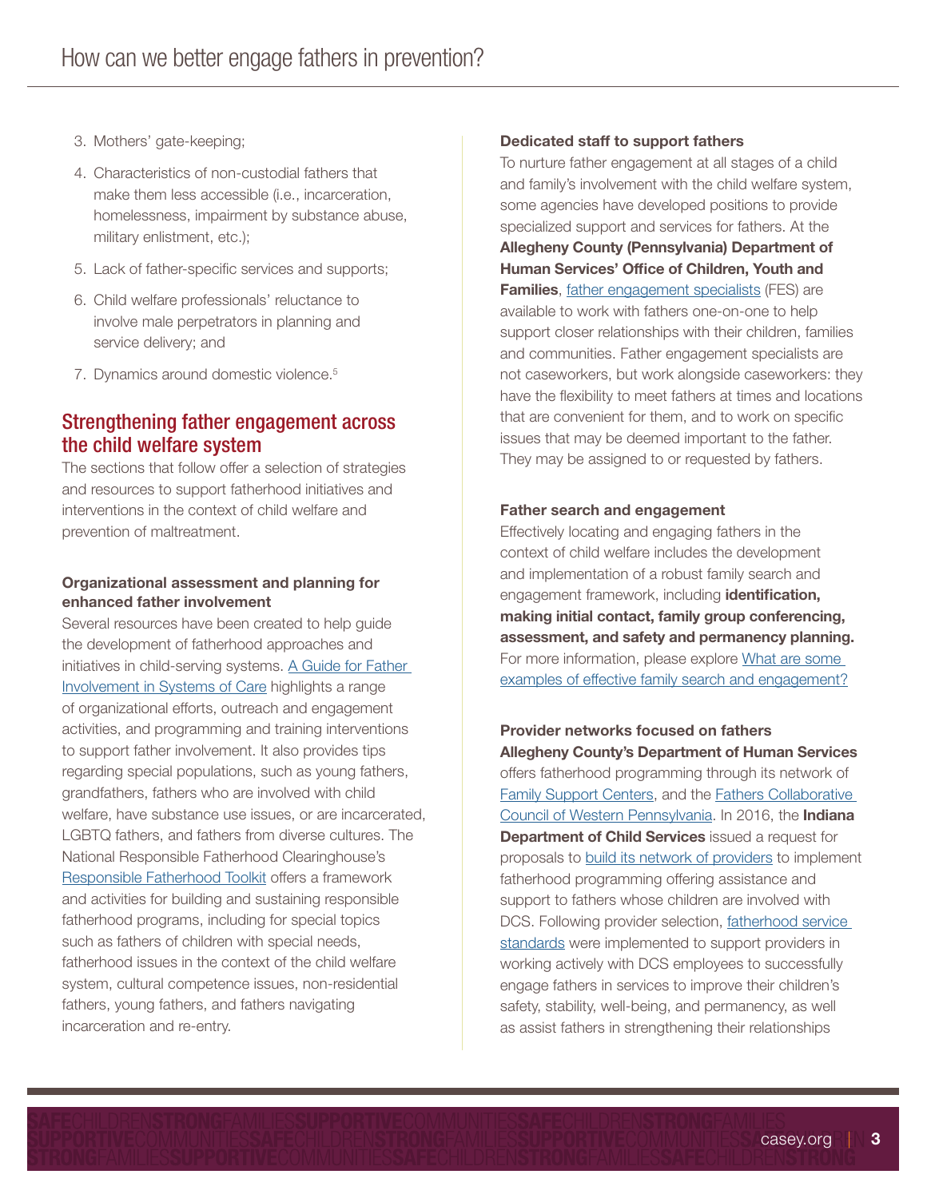3. Mothers' gate-keeping;
4. Characteristics of non-custodial fathers that make them less accessible (i.e., incarceration, homelessness, impairment by substance abuse, military enlistment, etc.);
5. Lack of father-specific services and supports;
6. Child welfare professionals' reluctance to involve male perpetrators in planning and service delivery; and
7. Dynamics around domestic violence.[5]

## Strengthening father engagement across the child welfare system

The sections that follow offer a selection of strategies and resources to support fatherhood initiatives and interventions in the context of child welfare and prevention of maltreatment.

**Organizational assessment and planning for enhanced father involvement**

Several resources have been created to help guide the development of fatherhood approaches and initiatives in child-serving systems. A Guide for Father Involvement in Systems of Care highlights a range of organizational efforts, outreach and engagement activities, and programming and training interventions to support father involvement. It also provides tips regarding special populations, such as young fathers, grandfathers, fathers who are involved with child welfare, have substance use issues, or are incarcerated, LGBTQ fathers, and fathers from diverse cultures. The National Responsible Fatherhood Clearinghouse's Responsible Fatherhood Toolkit offers a framework and activities for building and sustaining responsible fatherhood programs, including for special topics such as fathers of children with special needs, fatherhood issues in the context of the child welfare system, cultural competence issues, non-residential fathers, young fathers, and fathers navigating incarceration and re-entry.

**Dedicated staff to support fathers**

To nurture father engagement at all stages of a child and family's involvement with the child welfare system, some agencies have developed positions to provide specialized support and services for fathers. At the **Allegheny County (Pennsylvania) Department of Human Services' Office of Children, Youth and Families**, father engagement specialists (FES) are available to work with fathers one-on-one to help support closer relationships with their children, families and communities. Father engagement specialists are not caseworkers, but work alongside caseworkers: they have the flexibility to meet fathers at times and locations that are convenient for them, and to work on specific issues that may be deemed important to the father. They may be assigned to or requested by fathers.

**Father search and engagement**

Effectively locating and engaging fathers in the context of child welfare includes the development and implementation of a robust family search and engagement framework, including **identification, making initial contact, family group conferencing, assessment, and safety and permanency planning.** For more information, please explore What are some examples of effective family search and engagement?

**Provider networks focused on fathers**

**Allegheny County's Department of Human Services** offers fatherhood programming through its network of Family Support Centers, and the Fathers Collaborative Council of Western Pennsylvania. In 2016, the **Indiana Department of Child Services** issued a request for proposals to build its network of providers to implement fatherhood programming offering assistance and support to fathers whose children are involved with DCS. Following provider selection, fatherhood service standards were implemented to support providers in working actively with DCS employees to successfully engage fathers in services to improve their children's safety, stability, well-being, and permanency, as well as assist fathers in strengthening their relationships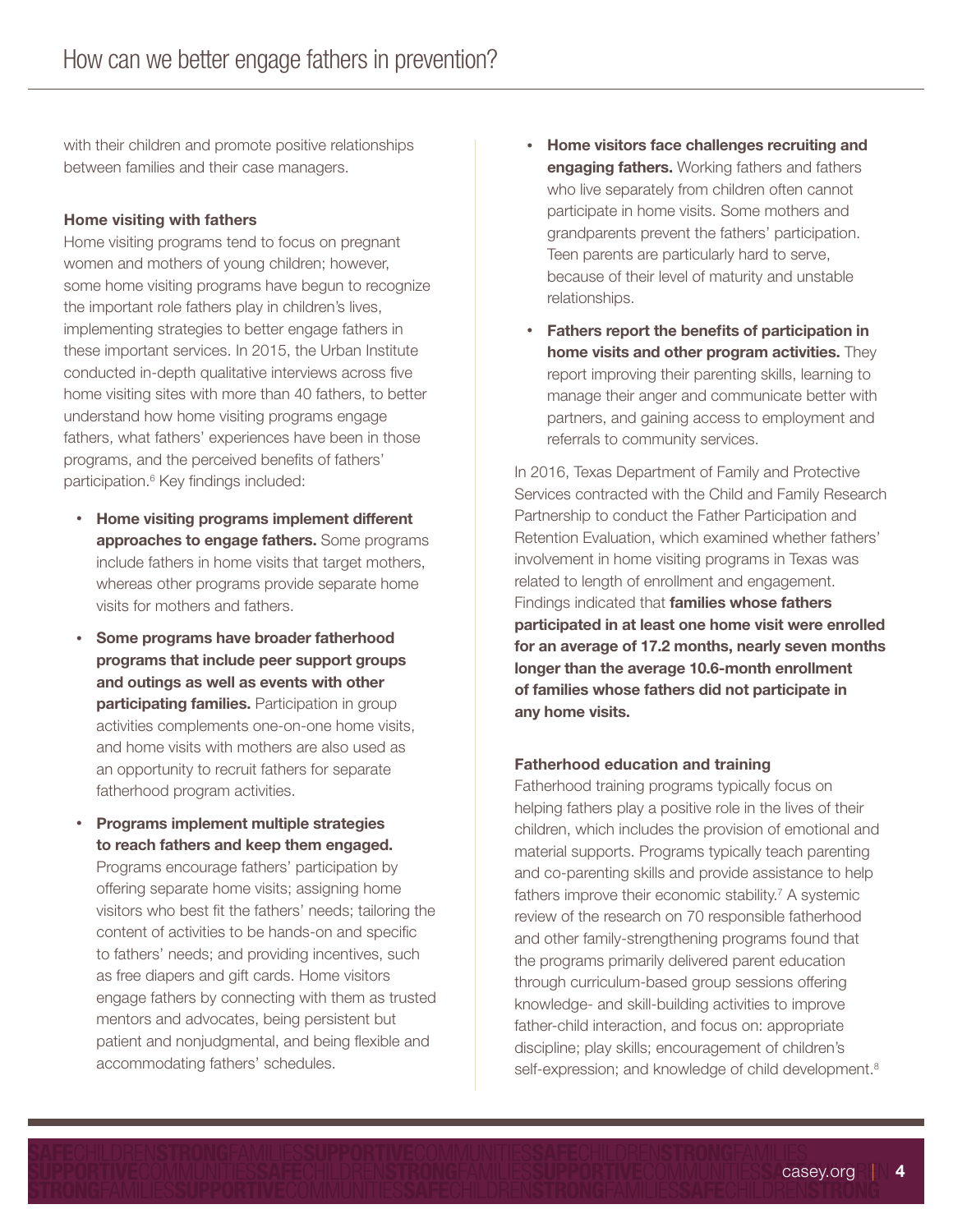with their children and promote positive relationships between families and their case managers.

### Home visiting with fathers

Home visiting programs tend to focus on pregnant women and mothers of young children; however, some home visiting programs have begun to recognize the important role fathers play in children's lives, implementing strategies to better engage fathers in these important services. In 2015, the Urban Institute conducted in-depth qualitative interviews across five home visiting sites with more than 40 fathers, to better understand how home visiting programs engage fathers, what fathers' experiences have been in those programs, and the perceived benefits of fathers' participation.[6] Key findings included:

- **Home visiting programs implement different approaches to engage fathers.** Some programs include fathers in home visits that target mothers, whereas other programs provide separate home visits for mothers and fathers.
- **Some programs have broader fatherhood programs that include peer support groups and outings as well as events with other participating families.** Participation in group activities complements one-on-one home visits, and home visits with mothers are also used as an opportunity to recruit fathers for separate fatherhood program activities.
- **Programs implement multiple strategies to reach fathers and keep them engaged.** Programs encourage fathers' participation by offering separate home visits; assigning home visitors who best fit the fathers' needs; tailoring the content of activities to be hands-on and specific to fathers' needs; and providing incentives, such as free diapers and gift cards. Home visitors engage fathers by connecting with them as trusted mentors and advocates, being persistent but patient and nonjudgmental, and being flexible and accommodating fathers' schedules.
- **Home visitors face challenges recruiting and engaging fathers.** Working fathers and fathers who live separately from children often cannot participate in home visits. Some mothers and grandparents prevent the fathers' participation. Teen parents are particularly hard to serve, because of their level of maturity and unstable relationships.
- **Fathers report the benefits of participation in home visits and other program activities.** They report improving their parenting skills, learning to manage their anger and communicate better with partners, and gaining access to employment and referrals to community services.

In 2016, Texas Department of Family and Protective Services contracted with the Child and Family Research Partnership to conduct the Father Participation and Retention Evaluation, which examined whether fathers' involvement in home visiting programs in Texas was related to length of enrollment and engagement. Findings indicated that **families whose fathers participated in at least one home visit were enrolled for an average of 17.2 months, nearly seven months longer than the average 10.6-month enrollment of families whose fathers did not participate in any home visits.**

### Fatherhood education and training

Fatherhood training programs typically focus on helping fathers play a positive role in the lives of their children, which includes the provision of emotional and material supports. Programs typically teach parenting and co-parenting skills and provide assistance to help fathers improve their economic stability.[7] A systemic review of the research on 70 responsible fatherhood and other family-strengthening programs found that the programs primarily delivered parent education through curriculum-based group sessions offering knowledge- and skill-building activities to improve father-child interaction, and focus on: appropriate discipline; play skills; encouragement of children's self-expression; and knowledge of child development.[8]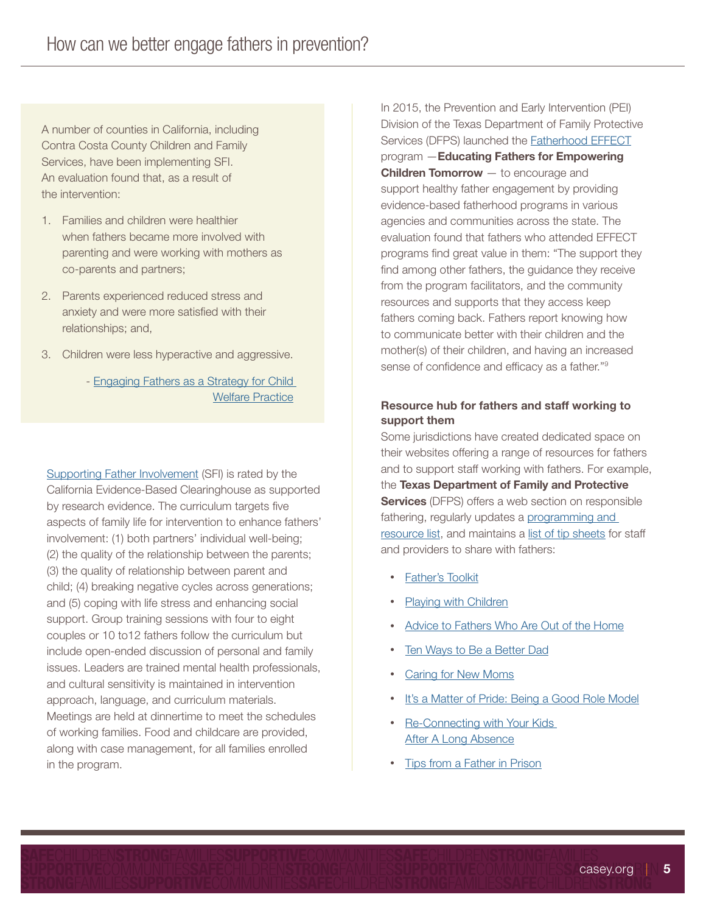A number of counties in California, including Contra Costa County Children and Family Services, have been implementing SFI. An evaluation found that, as a result of the intervention:

1. Families and children were healthier when fathers became more involved with parenting and were working with mothers as co-parents and partners;
2. Parents experienced reduced stress and anxiety and were more satisfied with their relationships; and,
3. Children were less hyperactive and aggressive.

- Engaging Fathers as a Strategy for Child Welfare Practice

Supporting Father Involvement (SFI) is rated by the California Evidence-Based Clearinghouse as supported by research evidence. The curriculum targets five aspects of family life for intervention to enhance fathers' involvement: (1) both partners' individual well-being; (2) the quality of the relationship between the parents; (3) the quality of relationship between parent and child; (4) breaking negative cycles across generations; and (5) coping with life stress and enhancing social support. Group training sessions with four to eight couples or 10 to12 fathers follow the curriculum but include open-ended discussion of personal and family issues. Leaders are trained mental health professionals, and cultural sensitivity is maintained in intervention approach, language, and curriculum materials. Meetings are held at dinnertime to meet the schedules of working families. Food and childcare are provided, along with case management, for all families enrolled in the program.

In 2015, the Prevention and Early Intervention (PEI) Division of the Texas Department of Family Protective Services (DFPS) launched the Fatherhood EFFECT program —**Educating Fathers for Empowering Children Tomorrow** — to encourage and support healthy father engagement by providing evidence-based fatherhood programs in various agencies and communities across the state. The evaluation found that fathers who attended EFFECT programs find great value in them: "The support they find among other fathers, the guidance they receive from the program facilitators, and the community resources and supports that they access keep fathers coming back. Fathers report knowing how to communicate better with their children and the mother(s) of their children, and having an increased sense of confidence and efficacy as a father."[9]

**Resource hub for fathers and staff working to support them**

Some jurisdictions have created dedicated space on their websites offering a range of resources for fathers and to support staff working with fathers. For example, the **Texas Department of Family and Protective Services** (DFPS) offers a web section on responsible fathering, regularly updates a programming and resource list, and maintains a list of tip sheets for staff and providers to share with fathers:

- Father's Toolkit
- Playing with Children
- Advice to Fathers Who Are Out of the Home
- Ten Ways to Be a Better Dad
- Caring for New Moms
- It's a Matter of Pride: Being a Good Role Model
- Re-Connecting with Your Kids After A Long Absence
- Tips from a Father in Prison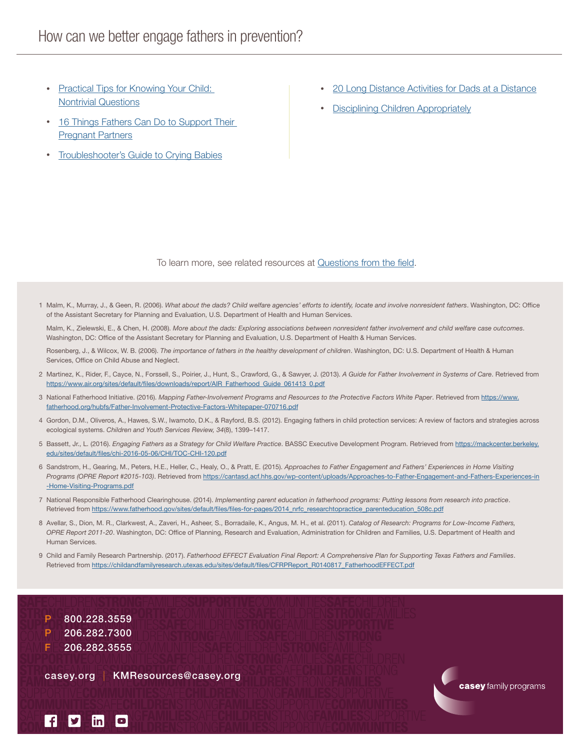- Practical Tips for Knowing Your Child: Nontrivial Questions
- 16 Things Fathers Can Do to Support Their Pregnant Partners
- Troubleshooter's Guide to Crying Babies
- 20 Long Distance Activities for Dads at a Distance
- Disciplining Children Appropriately

To learn more, see related resources at Questions from the field.

1 Malm, K., Murray, J., & Geen, R. (2006). *What about the dads? Child welfare agencies' efforts to identify, locate and involve nonresident fathers*. Washington, DC: Office of the Assistant Secretary for Planning and Evaluation, U.S. Department of Health and Human Services.

Malm, K., Zielewski, E., & Chen, H. (2008). *More about the dads: Exploring associations between nonresident father involvement and child welfare case outcomes*. Washington, DC: Office of the Assistant Secretary for Planning and Evaluation, U.S. Department of Health & Human Services.

Rosenberg, J., & Wilcox, W. B. (2006). *The importance of fathers in the healthy development of children*. Washington, DC: U.S. Department of Health & Human Services, Office on Child Abuse and Neglect.

2 Martinez, K., Rider, F., Cayce, N., Forssell, S., Poirier, J., Hunt, S., Crawford, G., & Sawyer, J. (2013). *A Guide for Father Involvement in Systems of Care*. Retrieved from https://www.air.org/sites/default/files/downloads/report/AIR_Fatherhood_Guide_061413_0.pdf

3 National Fatherhood Initiative. (2016). *Mapping Father-Involvement Programs and Resources to the Protective Factors White Paper*. Retrieved from https://www.fatherhood.org/hubfs/Father-Involvement-Protective-Factors-Whitepaper-070716.pdf

4 Gordon, D.M., Oliveros, A., Hawes, S.W., Iwamoto, D.K., & Rayford, B.S. (2012). Engaging fathers in child protection services: A review of factors and strategies across ecological systems. *Children and Youth Services Review, 34*(8), 1399–1417.

5 Bassett, Jr., L. (2016). *Engaging Fathers as a Strategy for Child Welfare Practice*. BASSC Executive Development Program. Retrieved from https://mackcenter.berkeley.edu/sites/default/files/chi-2016-05-06/CHI/TOC-CHI-120.pdf

6 Sandstrom, H., Gearing, M., Peters, H.E., Heller, C., Healy, O., & Pratt, E. (2015). *Approaches to Father Engagement and Fathers' Experiences in Home Visiting Programs (OPRE Report #2015-103)*. Retrieved from https://cantasd.acf.hhs.gov/wp-content/uploads/Approaches-to-Father-Engagement-and-Fathers-Experiences-in-Home-Visiting-Programs.pdf

7 National Responsible Fatherhood Clearinghouse. (2014). *Implementing parent education in fatherhood programs: Putting lessons from research into practice*. Retrieved from https://www.fatherhood.gov/sites/default/files/files-for-pages/2014_nrfc_researchtopractice_parenteducation_508c.pdf

8 Avellar, S., Dion, M. R., Clarkwest, A., Zaveri, H., Asheer, S., Borradaile, K., Angus, M. H., et al. (2011). *Catalog of Research: Programs for Low-Income Fathers, OPRE Report 2011-20*. Washington, DC: Office of Planning, Research and Evaluation, Administration for Children and Families, U.S. Department of Health and Human Services.

9 Child and Family Research Partnership. (2017). *Fatherhood EFFECT Evaluation Final Report: A Comprehensive Plan for Supporting Texas Fathers and Families*. Retrieved from https://childandfamilyresearch.utexas.edu/sites/default/files/CFRPReport_R0140817_FatherhoodEFFECT.pdf

P 800.228.3559
P 206.282.7300
F 206.282.3555

casey.org | KMResources@casey.org

casey family programs